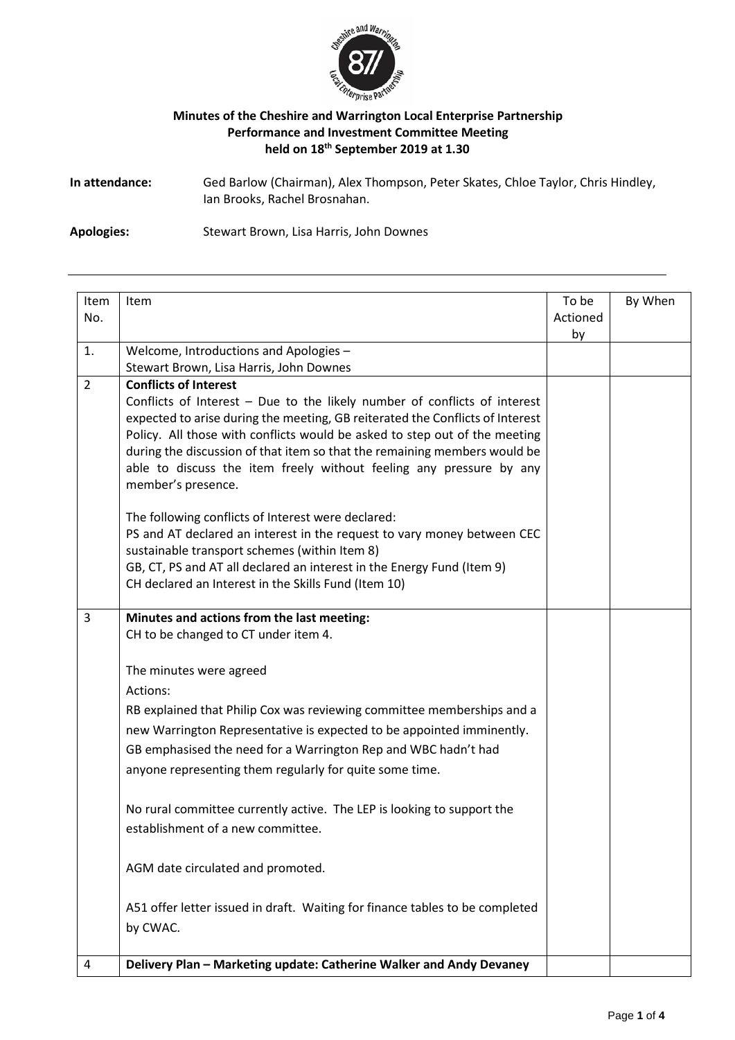**Minutes of the Cheshire and Warrington Local Enterprise Partnership**
**Performance and Investment Committee Meeting**
**held on 18th September 2019 at 1.30**

**In attendance:** Ged Barlow (Chairman), Alex Thompson, Peter Skates, Chloe Taylor, Chris Hindley, Ian Brooks, Rachel Brosnahan.

**Apologies:** Stewart Brown, Lisa Harris, John Downes

| Item No. | Item | To be Actioned by | By When |
|---|---|---|---|
| 1. | Welcome, Introductions and Apologies – Stewart Brown, Lisa Harris, John Downes | | |
| 2 | **Conflicts of Interest**<br>Conflicts of Interest – Due to the likely number of conflicts of interest expected to arise during the meeting, GB reiterated the Conflicts of Interest Policy. All those with conflicts would be asked to step out of the meeting during the discussion of that item so that the remaining members would be able to discuss the item freely without feeling any pressure by any member's presence.<br><br>The following conflicts of Interest were declared:<br>PS and AT declared an interest in the request to vary money between CEC sustainable transport schemes (within Item 8)<br>GB, CT, PS and AT all declared an interest in the Energy Fund (Item 9)<br>CH declared an Interest in the Skills Fund (Item 10) | | |
| 3 | **Minutes and actions from the last meeting:**<br>CH to be changed to CT under item 4.<br><br>The minutes were agreed<br>Actions:<br>RB explained that Philip Cox was reviewing committee memberships and a new Warrington Representative is expected to be appointed imminently. GB emphasised the need for a Warrington Rep and WBC hadn't had anyone representing them regularly for quite some time.<br><br>No rural committee currently active. The LEP is looking to support the establishment of a new committee.<br><br>AGM date circulated and promoted.<br><br>A51 offer letter issued in draft. Waiting for finance tables to be completed by CWAC. | | |
| 4 | **Delivery Plan – Marketing update: Catherine Walker and Andy Devaney** | | |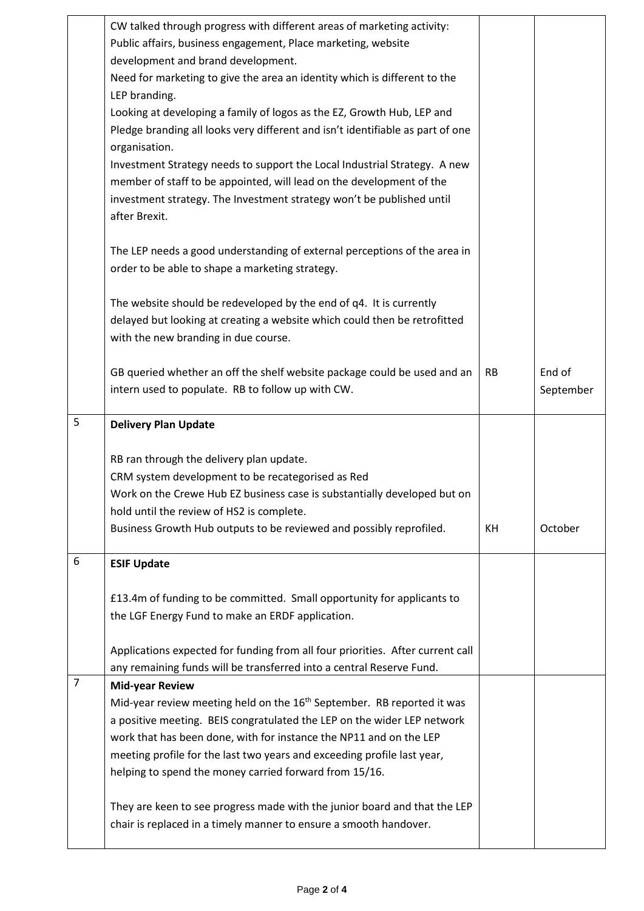| | | | |
|---|---|---|---|
| | CW talked through progress with different areas of marketing activity: Public affairs, business engagement, Place marketing, website development and brand development.<br>Need for marketing to give the area an identity which is different to the LEP branding.<br>Looking at developing a family of logos as the EZ, Growth Hub, LEP and Pledge branding all looks very different and isn't identifiable as part of one organisation.<br>Investment Strategy needs to support the Local Industrial Strategy. A new member of staff to be appointed, will lead on the development of the investment strategy. The Investment strategy won't be published until after Brexit.<br><br>The LEP needs a good understanding of external perceptions of the area in order to be able to shape a marketing strategy.<br><br>The website should be redeveloped by the end of q4. It is currently delayed but looking at creating a website which could then be retrofitted with the new branding in due course.<br><br>GB queried whether an off the shelf website package could be used and an intern used to populate. RB to follow up with CW. | RB | End of September |
| 5 | **Delivery Plan Update**<br><br>RB ran through the delivery plan update.<br>CRM system development to be recategorised as Red<br>Work on the Crewe Hub EZ business case is substantially developed but on hold until the review of HS2 is complete.<br>Business Growth Hub outputs to be reviewed and possibly reprofiled. | KH | October |
| 6 | **ESIF Update**<br><br>£13.4m of funding to be committed. Small opportunity for applicants to the LGF Energy Fund to make an ERDF application.<br><br>Applications expected for funding from all four priorities. After current call any remaining funds will be transferred into a central Reserve Fund. | | |
| 7 | **Mid-year Review**<br>Mid-year review meeting held on the 16th September. RB reported it was a positive meeting. BEIS congratulated the LEP on the wider LEP network work that has been done, with for instance the NP11 and on the LEP meeting profile for the last two years and exceeding profile last year, helping to spend the money carried forward from 15/16.<br><br>They are keen to see progress made with the junior board and that the LEP chair is replaced in a timely manner to ensure a smooth handover. | | |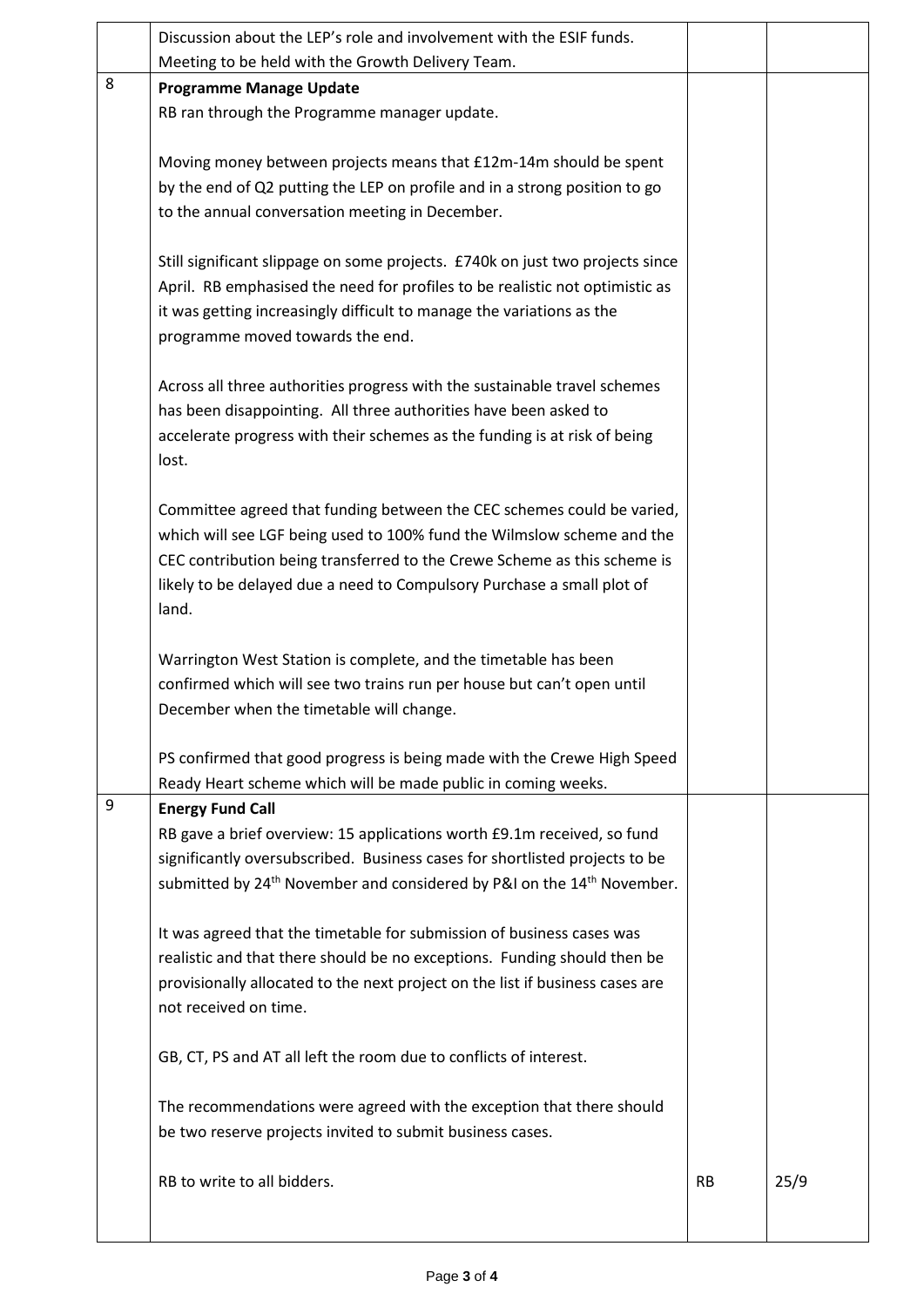| | | | |
|---|---|---|---|
| | Discussion about the LEP's role and involvement with the ESIF funds. Meeting to be held with the Growth Delivery Team. | | |
| 8 | **Programme Manage Update**<br>RB ran through the Programme manager update.<br><br>Moving money between projects means that £12m-14m should be spent by the end of Q2 putting the LEP on profile and in a strong position to go to the annual conversation meeting in December.<br><br>Still significant slippage on some projects. £740k on just two projects since April. RB emphasised the need for profiles to be realistic not optimistic as it was getting increasingly difficult to manage the variations as the programme moved towards the end.<br><br>Across all three authorities progress with the sustainable travel schemes has been disappointing. All three authorities have been asked to accelerate progress with their schemes as the funding is at risk of being lost.<br><br>Committee agreed that funding between the CEC schemes could be varied, which will see LGF being used to 100% fund the Wilmslow scheme and the CEC contribution being transferred to the Crewe Scheme as this scheme is likely to be delayed due a need to Compulsory Purchase a small plot of land.<br><br>Warrington West Station is complete, and the timetable has been confirmed which will see two trains run per house but can't open until December when the timetable will change.<br><br>PS confirmed that good progress is being made with the Crewe High Speed Ready Heart scheme which will be made public in coming weeks. | | |
| 9 | **Energy Fund Call**<br>RB gave a brief overview: 15 applications worth £9.1m received, so fund significantly oversubscribed. Business cases for shortlisted projects to be submitted by 24th November and considered by P&I on the 14th November.<br><br>It was agreed that the timetable for submission of business cases was realistic and that there should be no exceptions. Funding should then be provisionally allocated to the next project on the list if business cases are not received on time.<br><br>GB, CT, PS and AT all left the room due to conflicts of interest.<br><br>The recommendations were agreed with the exception that there should be two reserve projects invited to submit business cases.<br><br>RB to write to all bidders. | RB | 25/9 |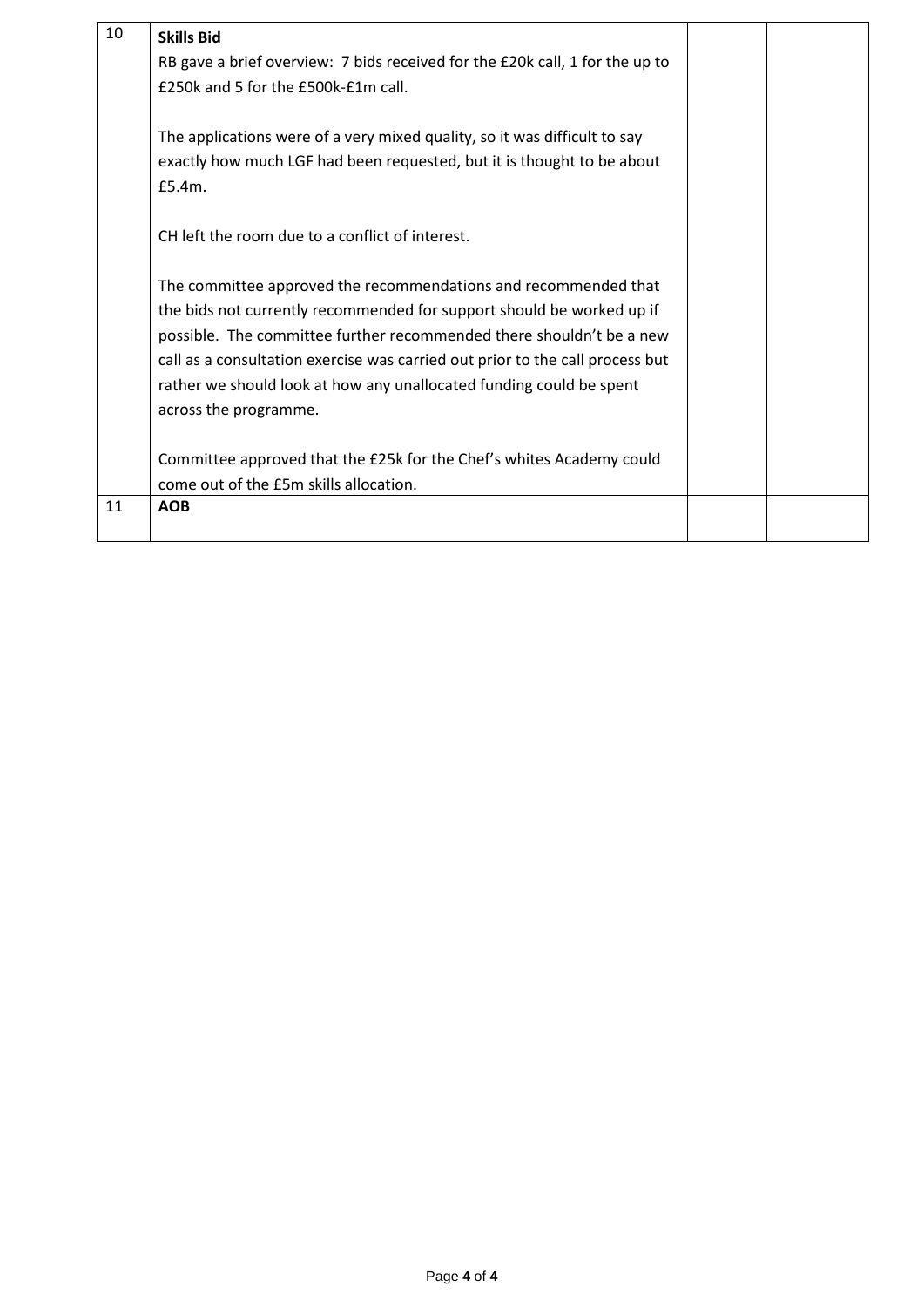| | | | |
|---|---|---|---|
| 10 | **Skills Bid**<br>RB gave a brief overview: 7 bids received for the £20k call, 1 for the up to £250k and 5 for the £500k-£1m call.<br><br>The applications were of a very mixed quality, so it was difficult to say exactly how much LGF had been requested, but it is thought to be about £5.4m.<br><br>CH left the room due to a conflict of interest.<br><br>The committee approved the recommendations and recommended that the bids not currently recommended for support should be worked up if possible. The committee further recommended there shouldn't be a new call as a consultation exercise was carried out prior to the call process but rather we should look at how any unallocated funding could be spent across the programme.<br><br>Committee approved that the £25k for the Chef's whites Academy could come out of the £5m skills allocation. | | |
| 11 | **AOB** | | |